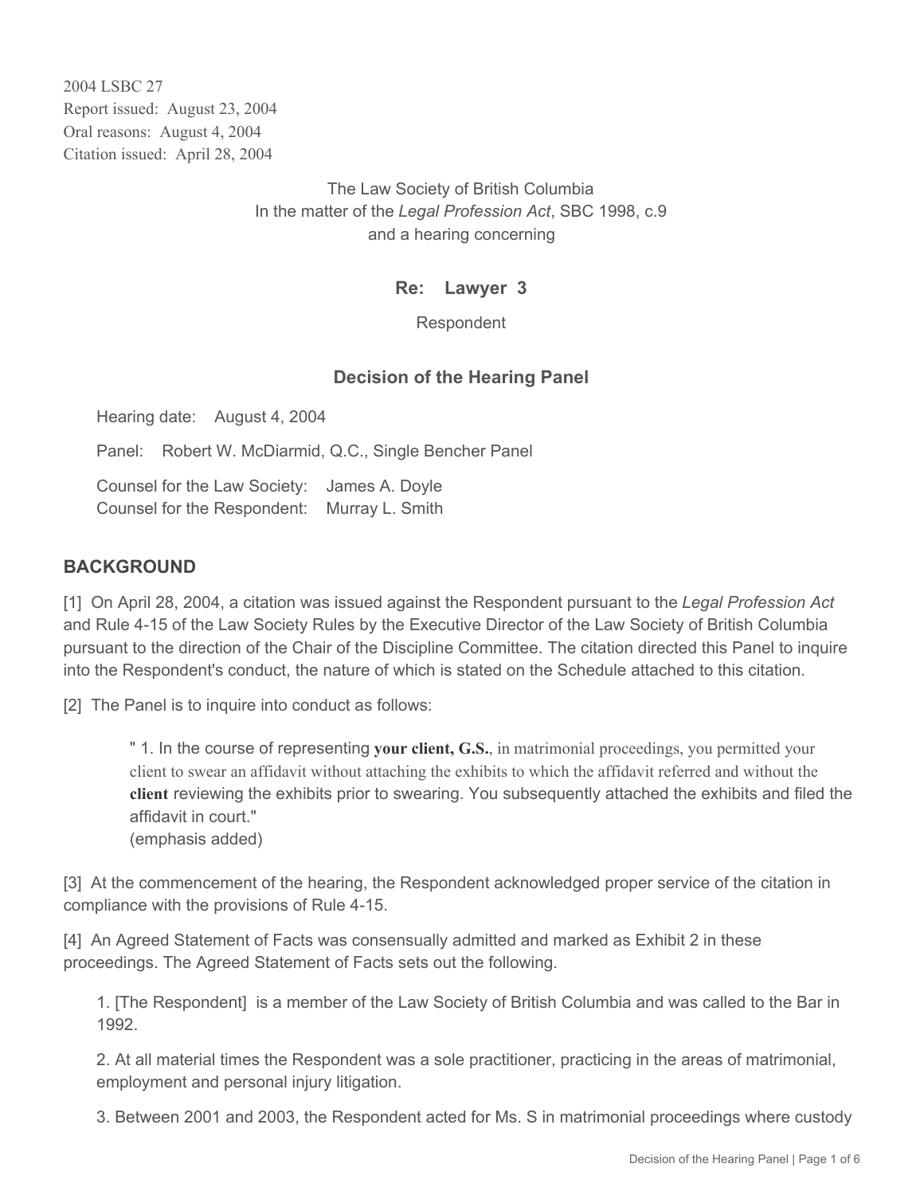2004 LSBC 27
Report issued: August 23, 2004
Oral reasons: August 4, 2004
Citation issued: April 28, 2004

The Law Society of British Columbia
In the matter of the *Legal Profession Act*, SBC 1998, c.9
and a hearing concerning

**Re: Lawyer 3**

Respondent

## Decision of the Hearing Panel

Hearing date: August 4, 2004

Panel: Robert W. McDiarmid, Q.C., Single Bencher Panel

Counsel for the Law Society: James A. Doyle
Counsel for the Respondent: Murray L. Smith

## BACKGROUND

[1] On April 28, 2004, a citation was issued against the Respondent pursuant to the *Legal Profession Act* and Rule 4-15 of the Law Society Rules by the Executive Director of the Law Society of British Columbia pursuant to the direction of the Chair of the Discipline Committee. The citation directed this Panel to inquire into the Respondent's conduct, the nature of which is stated on the Schedule attached to this citation.

[2] The Panel is to inquire into conduct as follows:

> " 1. In the course of representing **your client, G.S.**, in matrimonial proceedings, you permitted your client to swear an affidavit without attaching the exhibits to which the affidavit referred and without the **client** reviewing the exhibits prior to swearing. You subsequently attached the exhibits and filed the affidavit in court."
> (emphasis added)

[3] At the commencement of the hearing, the Respondent acknowledged proper service of the citation in compliance with the provisions of Rule 4-15.

[4] An Agreed Statement of Facts was consensually admitted and marked as Exhibit 2 in these proceedings. The Agreed Statement of Facts sets out the following.

1. [The Respondent] is a member of the Law Society of British Columbia and was called to the Bar in 1992.

2. At all material times the Respondent was a sole practitioner, practicing in the areas of matrimonial, employment and personal injury litigation.

3. Between 2001 and 2003, the Respondent acted for Ms. S in matrimonial proceedings where custody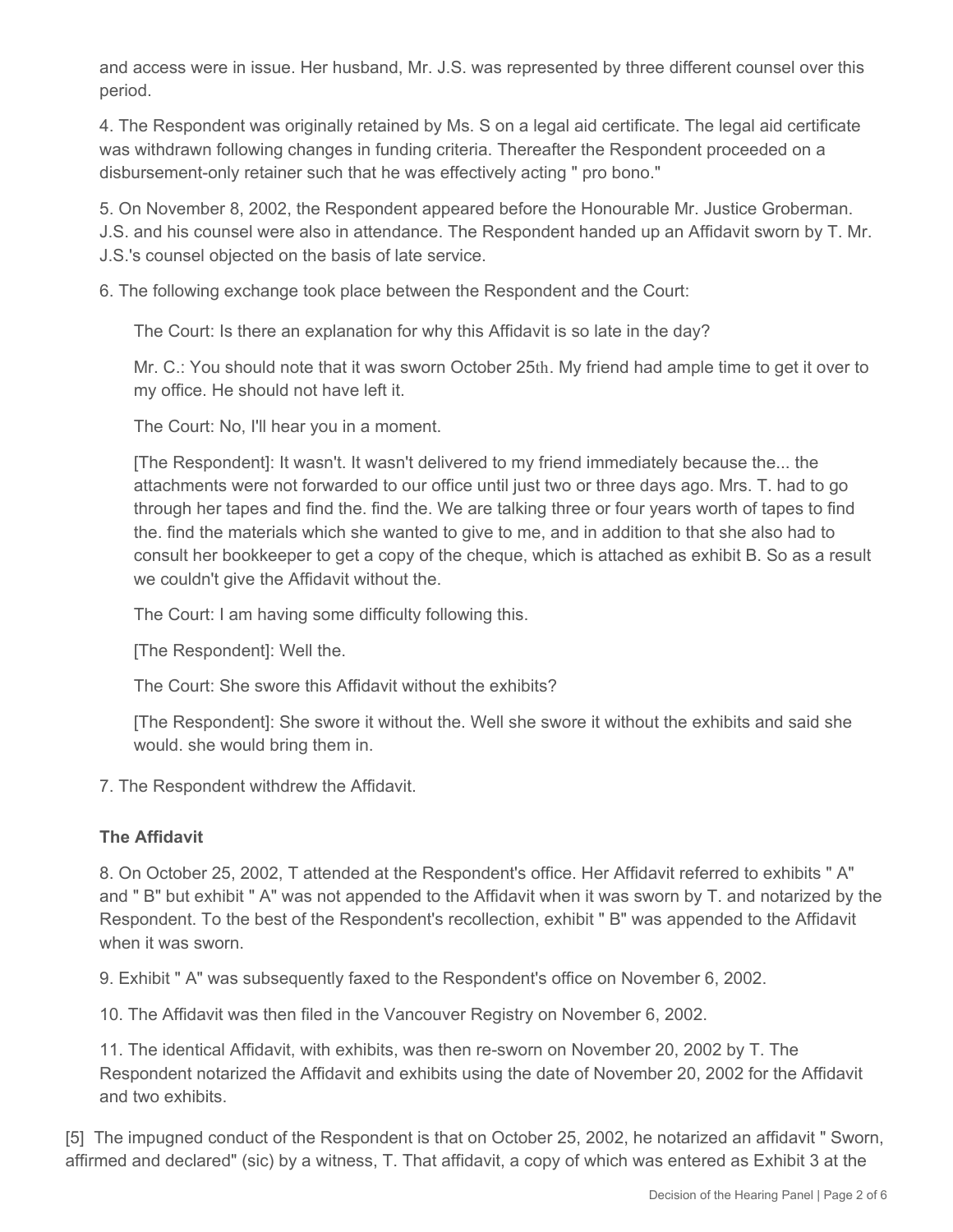and access were in issue. Her husband, Mr. J.S. was represented by three different counsel over this period.

4. The Respondent was originally retained by Ms. S on a legal aid certificate. The legal aid certificate was withdrawn following changes in funding criteria. Thereafter the Respondent proceeded on a disbursement-only retainer such that he was effectively acting " pro bono."

5. On November 8, 2002, the Respondent appeared before the Honourable Mr. Justice Groberman. J.S. and his counsel were also in attendance. The Respondent handed up an Affidavit sworn by T. Mr. J.S.'s counsel objected on the basis of late service.

6. The following exchange took place between the Respondent and the Court:

> The Court: Is there an explanation for why this Affidavit is so late in the day?
>
> Mr. C.: You should note that it was sworn October 25th. My friend had ample time to get it over to my office. He should not have left it.
>
> The Court: No, I'll hear you in a moment.
>
> [The Respondent]: It wasn't. It wasn't delivered to my friend immediately because the... the attachments were not forwarded to our office until just two or three days ago. Mrs. T. had to go through her tapes and find the. find the. We are talking three or four years worth of tapes to find the. find the materials which she wanted to give to me, and in addition to that she also had to consult her bookkeeper to get a copy of the cheque, which is attached as exhibit B. So as a result we couldn't give the Affidavit without the.
>
> The Court: I am having some difficulty following this.
>
> [The Respondent]: Well the.
>
> The Court: She swore this Affidavit without the exhibits?
>
> [The Respondent]: She swore it without the. Well she swore it without the exhibits and said she would. she would bring them in.

7. The Respondent withdrew the Affidavit.

**The Affidavit**

8. On October 25, 2002, T attended at the Respondent's office. Her Affidavit referred to exhibits " A" and " B" but exhibit " A" was not appended to the Affidavit when it was sworn by T. and notarized by the Respondent. To the best of the Respondent's recollection, exhibit " B" was appended to the Affidavit when it was sworn.

9. Exhibit " A" was subsequently faxed to the Respondent's office on November 6, 2002.

10. The Affidavit was then filed in the Vancouver Registry on November 6, 2002.

11. The identical Affidavit, with exhibits, was then re-sworn on November 20, 2002 by T. The Respondent notarized the Affidavit and exhibits using the date of November 20, 2002 for the Affidavit and two exhibits.

[5] The impugned conduct of the Respondent is that on October 25, 2002, he notarized an affidavit " Sworn, affirmed and declared" (sic) by a witness, T. That affidavit, a copy of which was entered as Exhibit 3 at the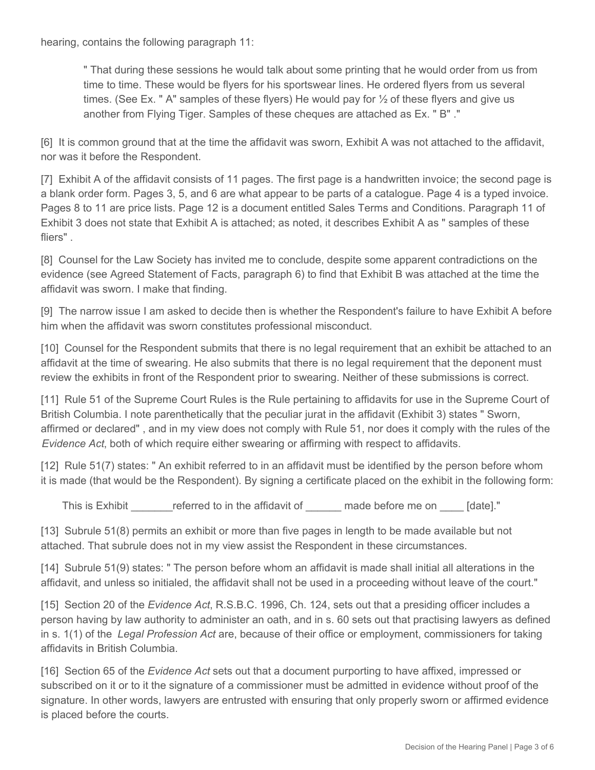hearing, contains the following paragraph 11:

> " That during these sessions he would talk about some printing that he would order from us from time to time. These would be flyers for his sportswear lines. He ordered flyers from us several times. (See Ex. " A" samples of these flyers) He would pay for ½ of these flyers and give us another from Flying Tiger. Samples of these cheques are attached as Ex. " B" ."

[6] It is common ground that at the time the affidavit was sworn, Exhibit A was not attached to the affidavit, nor was it before the Respondent.

[7] Exhibit A of the affidavit consists of 11 pages. The first page is a handwritten invoice; the second page is a blank order form. Pages 3, 5, and 6 are what appear to be parts of a catalogue. Page 4 is a typed invoice. Pages 8 to 11 are price lists. Page 12 is a document entitled Sales Terms and Conditions. Paragraph 11 of Exhibit 3 does not state that Exhibit A is attached; as noted, it describes Exhibit A as " samples of these fliers" .

[8] Counsel for the Law Society has invited me to conclude, despite some apparent contradictions on the evidence (see Agreed Statement of Facts, paragraph 6) to find that Exhibit B was attached at the time the affidavit was sworn. I make that finding.

[9] The narrow issue I am asked to decide then is whether the Respondent's failure to have Exhibit A before him when the affidavit was sworn constitutes professional misconduct.

[10] Counsel for the Respondent submits that there is no legal requirement that an exhibit be attached to an affidavit at the time of swearing. He also submits that there is no legal requirement that the deponent must review the exhibits in front of the Respondent prior to swearing. Neither of these submissions is correct.

[11] Rule 51 of the Supreme Court Rules is the Rule pertaining to affidavits for use in the Supreme Court of British Columbia. I note parenthetically that the peculiar jurat in the affidavit (Exhibit 3) states " Sworn, affirmed or declared" , and in my view does not comply with Rule 51, nor does it comply with the rules of the *Evidence Act*, both of which require either swearing or affirming with respect to affidavits.

[12] Rule 51(7) states: " An exhibit referred to in an affidavit must be identified by the person before whom it is made (that would be the Respondent). By signing a certificate placed on the exhibit in the following form:

> This is Exhibit _______referred to in the affidavit of ______ made before me on ____ [date]."

[13] Subrule 51(8) permits an exhibit or more than five pages in length to be made available but not attached. That subrule does not in my view assist the Respondent in these circumstances.

[14] Subrule 51(9) states: " The person before whom an affidavit is made shall initial all alterations in the affidavit, and unless so initialed, the affidavit shall not be used in a proceeding without leave of the court."

[15] Section 20 of the *Evidence Act*, R.S.B.C. 1996, Ch. 124, sets out that a presiding officer includes a person having by law authority to administer an oath, and in s. 60 sets out that practising lawyers as defined in s. 1(1) of the *Legal Profession Act* are, because of their office or employment, commissioners for taking affidavits in British Columbia.

[16] Section 65 of the *Evidence Act* sets out that a document purporting to have affixed, impressed or subscribed on it or to it the signature of a commissioner must be admitted in evidence without proof of the signature. In other words, lawyers are entrusted with ensuring that only properly sworn or affirmed evidence is placed before the courts.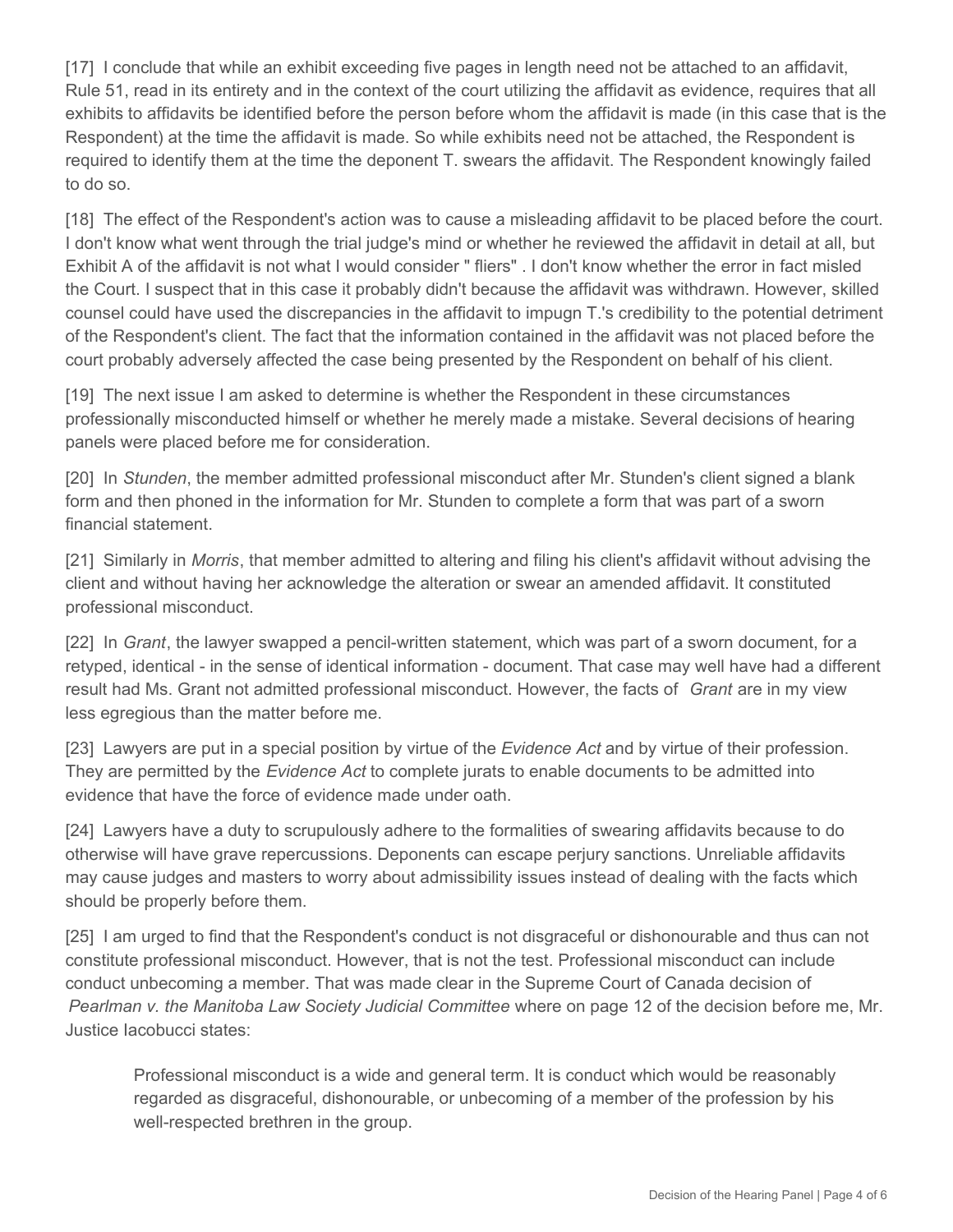[17] I conclude that while an exhibit exceeding five pages in length need not be attached to an affidavit, Rule 51, read in its entirety and in the context of the court utilizing the affidavit as evidence, requires that all exhibits to affidavits be identified before the person before whom the affidavit is made (in this case that is the Respondent) at the time the affidavit is made. So while exhibits need not be attached, the Respondent is required to identify them at the time the deponent T. swears the affidavit. The Respondent knowingly failed to do so.

[18] The effect of the Respondent's action was to cause a misleading affidavit to be placed before the court. I don't know what went through the trial judge's mind or whether he reviewed the affidavit in detail at all, but Exhibit A of the affidavit is not what I would consider " fliers" . I don't know whether the error in fact misled the Court. I suspect that in this case it probably didn't because the affidavit was withdrawn. However, skilled counsel could have used the discrepancies in the affidavit to impugn T.'s credibility to the potential detriment of the Respondent's client. The fact that the information contained in the affidavit was not placed before the court probably adversely affected the case being presented by the Respondent on behalf of his client.

[19] The next issue I am asked to determine is whether the Respondent in these circumstances professionally misconducted himself or whether he merely made a mistake. Several decisions of hearing panels were placed before me for consideration.

[20] In *Stunden*, the member admitted professional misconduct after Mr. Stunden's client signed a blank form and then phoned in the information for Mr. Stunden to complete a form that was part of a sworn financial statement.

[21] Similarly in *Morris*, that member admitted to altering and filing his client's affidavit without advising the client and without having her acknowledge the alteration or swear an amended affidavit. It constituted professional misconduct.

[22] In *Grant*, the lawyer swapped a pencil-written statement, which was part of a sworn document, for a retyped, identical - in the sense of identical information - document. That case may well have had a different result had Ms. Grant not admitted professional misconduct. However, the facts of *Grant* are in my view less egregious than the matter before me.

[23] Lawyers are put in a special position by virtue of the *Evidence Act* and by virtue of their profession. They are permitted by the *Evidence Act* to complete jurats to enable documents to be admitted into evidence that have the force of evidence made under oath.

[24] Lawyers have a duty to scrupulously adhere to the formalities of swearing affidavits because to do otherwise will have grave repercussions. Deponents can escape perjury sanctions. Unreliable affidavits may cause judges and masters to worry about admissibility issues instead of dealing with the facts which should be properly before them.

[25] I am urged to find that the Respondent's conduct is not disgraceful or dishonourable and thus can not constitute professional misconduct. However, that is not the test. Professional misconduct can include conduct unbecoming a member. That was made clear in the Supreme Court of Canada decision of *Pearlman v. the Manitoba Law Society Judicial Committee* where on page 12 of the decision before me, Mr. Justice Iacobucci states:

> Professional misconduct is a wide and general term. It is conduct which would be reasonably regarded as disgraceful, dishonourable, or unbecoming of a member of the profession by his well-respected brethren in the group.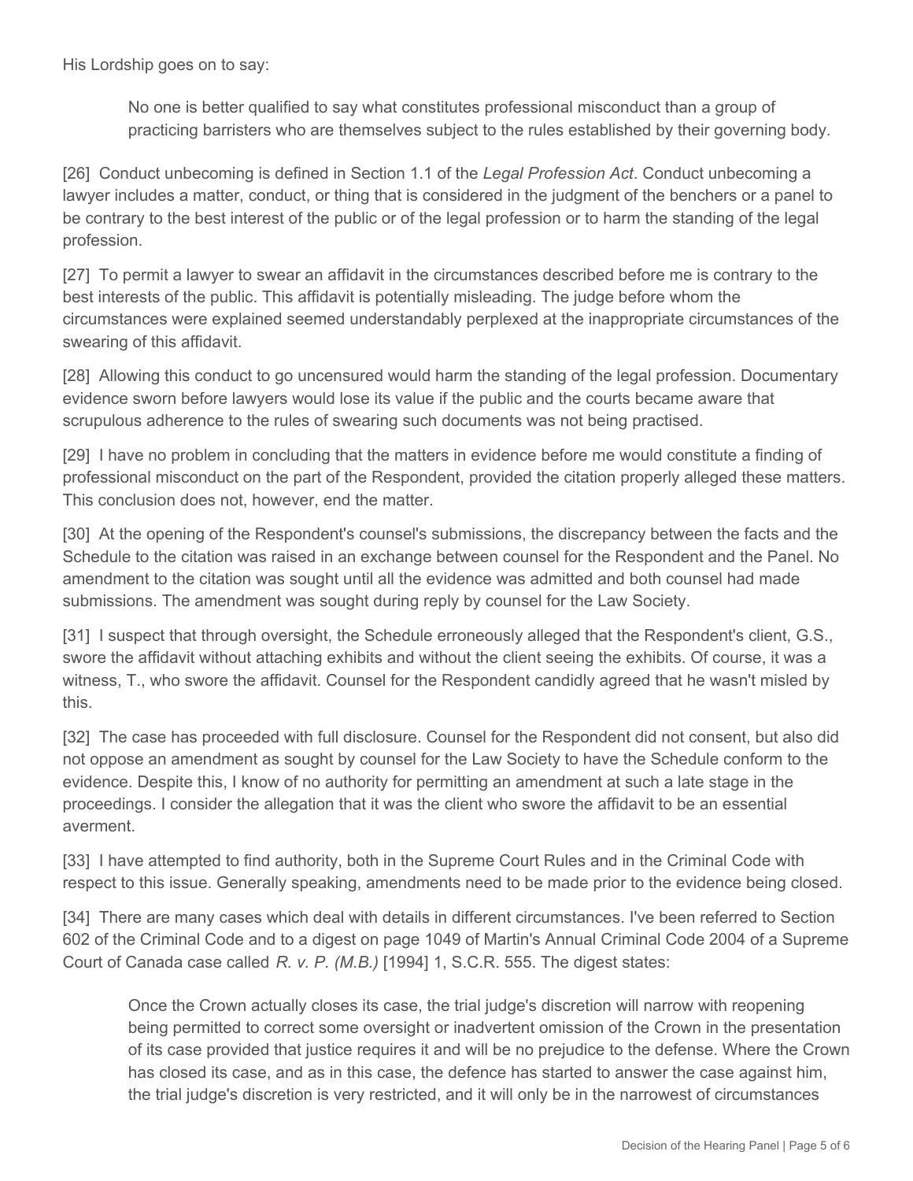His Lordship goes on to say:

> No one is better qualified to say what constitutes professional misconduct than a group of practicing barristers who are themselves subject to the rules established by their governing body.

[26] Conduct unbecoming is defined in Section 1.1 of the *Legal Profession Act*. Conduct unbecoming a lawyer includes a matter, conduct, or thing that is considered in the judgment of the benchers or a panel to be contrary to the best interest of the public or of the legal profession or to harm the standing of the legal profession.

[27] To permit a lawyer to swear an affidavit in the circumstances described before me is contrary to the best interests of the public. This affidavit is potentially misleading. The judge before whom the circumstances were explained seemed understandably perplexed at the inappropriate circumstances of the swearing of this affidavit.

[28] Allowing this conduct to go uncensured would harm the standing of the legal profession. Documentary evidence sworn before lawyers would lose its value if the public and the courts became aware that scrupulous adherence to the rules of swearing such documents was not being practised.

[29] I have no problem in concluding that the matters in evidence before me would constitute a finding of professional misconduct on the part of the Respondent, provided the citation properly alleged these matters. This conclusion does not, however, end the matter.

[30] At the opening of the Respondent's counsel's submissions, the discrepancy between the facts and the Schedule to the citation was raised in an exchange between counsel for the Respondent and the Panel. No amendment to the citation was sought until all the evidence was admitted and both counsel had made submissions. The amendment was sought during reply by counsel for the Law Society.

[31] I suspect that through oversight, the Schedule erroneously alleged that the Respondent's client, G.S., swore the affidavit without attaching exhibits and without the client seeing the exhibits. Of course, it was a witness, T., who swore the affidavit. Counsel for the Respondent candidly agreed that he wasn't misled by this.

[32] The case has proceeded with full disclosure. Counsel for the Respondent did not consent, but also did not oppose an amendment as sought by counsel for the Law Society to have the Schedule conform to the evidence. Despite this, I know of no authority for permitting an amendment at such a late stage in the proceedings. I consider the allegation that it was the client who swore the affidavit to be an essential averment.

[33] I have attempted to find authority, both in the Supreme Court Rules and in the Criminal Code with respect to this issue. Generally speaking, amendments need to be made prior to the evidence being closed.

[34] There are many cases which deal with details in different circumstances. I've been referred to Section 602 of the Criminal Code and to a digest on page 1049 of Martin's Annual Criminal Code 2004 of a Supreme Court of Canada case called *R. v. P. (M.B.)* [1994] 1, S.C.R. 555. The digest states:

> Once the Crown actually closes its case, the trial judge's discretion will narrow with reopening being permitted to correct some oversight or inadvertent omission of the Crown in the presentation of its case provided that justice requires it and will be no prejudice to the defense. Where the Crown has closed its case, and as in this case, the defence has started to answer the case against him, the trial judge's discretion is very restricted, and it will only be in the narrowest of circumstances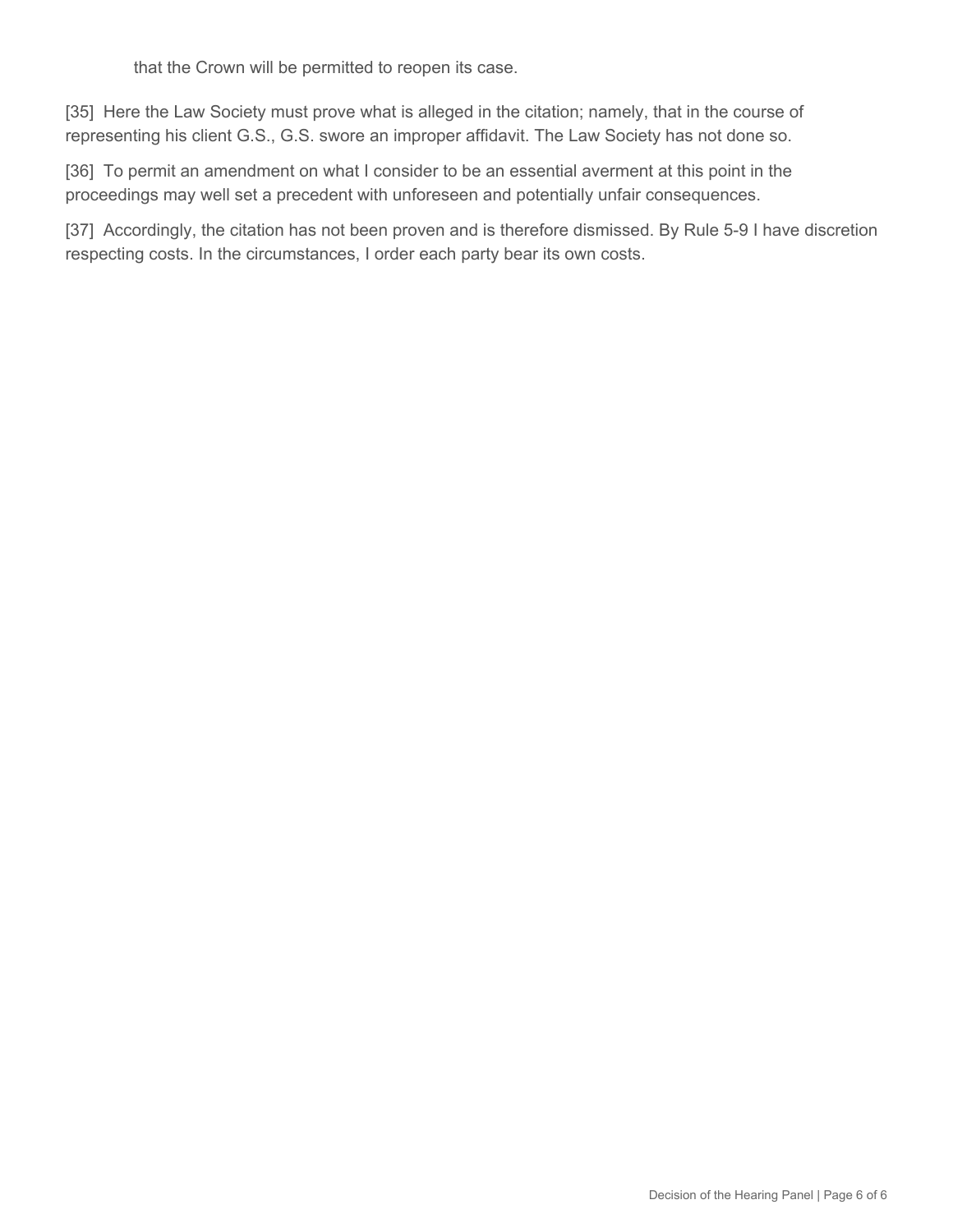that the Crown will be permitted to reopen its case.

[35] Here the Law Society must prove what is alleged in the citation; namely, that in the course of representing his client G.S., G.S. swore an improper affidavit. The Law Society has not done so.

[36] To permit an amendment on what I consider to be an essential averment at this point in the proceedings may well set a precedent with unforeseen and potentially unfair consequences.

[37] Accordingly, the citation has not been proven and is therefore dismissed. By Rule 5-9 I have discretion respecting costs. In the circumstances, I order each party bear its own costs.